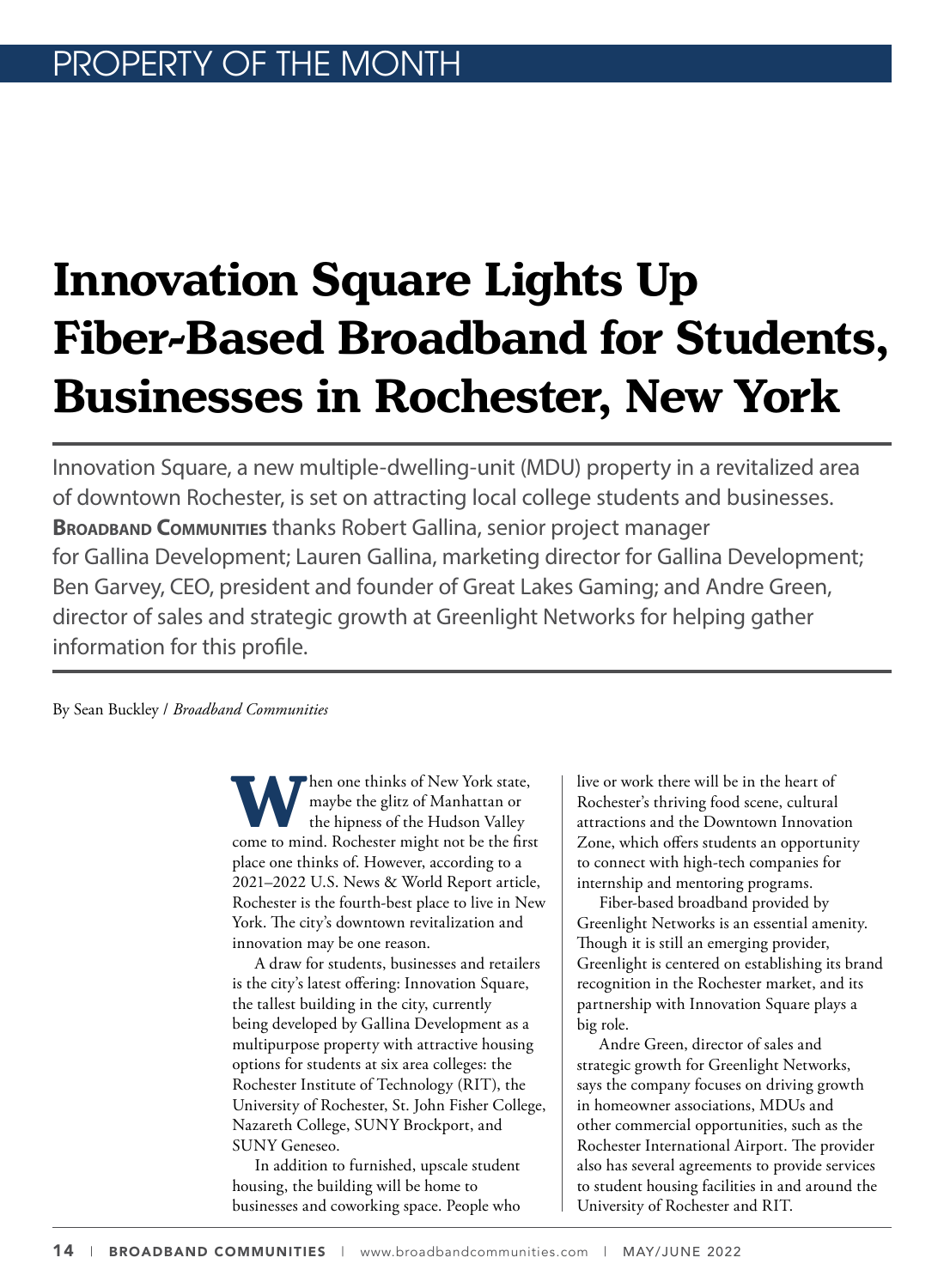# Innovation Square Lights Up Fiber-Based Broadband for Students, Businesses in Rochester, New York

Innovation Square, a new multiple-dwelling-unit (MDU) property in a revitalized area of downtown Rochester, is set on attracting local college students and businesses. **Broadband Communities** thanks Robert Gallina, senior project manager for Gallina Development; Lauren Gallina, marketing director for Gallina Development; Ben Garvey, CEO, president and founder of Great Lakes Gaming; and Andre Green, director of sales and strategic growth at Greenlight Networks for helping gather information for this profile.

By Sean Buckley / *Broadband Communities*

When one thinks of New York state, maybe the glitz of Manhattan or the hipness of the Hudson Valley come to mind. Rochester might not be the first place one thinks of. However, according to a 2021–2022 U.S. News & World Report article, Rochester is the fourth-best place to live in New York. The city's downtown revitalization and innovation may be one reason.

A draw for students, businesses and retailers is the city's latest offering: Innovation Square, the tallest building in the city, currently being developed by Gallina Development as a multipurpose property with attractive housing options for students at six area colleges: the Rochester Institute of Technology (RIT), the University of Rochester, St. John Fisher College, Nazareth College, SUNY Brockport, and SUNY Geneseo.

In addition to furnished, upscale student housing, the building will be home to businesses and coworking space. People who live or work there will be in the heart of Rochester's thriving food scene, cultural attractions and the Downtown Innovation Zone, which offers students an opportunity to connect with high-tech companies for internship and mentoring programs.

Fiber-based broadband provided by Greenlight Networks is an essential amenity. Though it is still an emerging provider, Greenlight is centered on establishing its brand recognition in the Rochester market, and its partnership with Innovation Square plays a big role.

Andre Green, director of sales and strategic growth for Greenlight Networks, says the company focuses on driving growth in homeowner associations, MDUs and other commercial opportunities, such as the Rochester International Airport. The provider also has several agreements to provide services to student housing facilities in and around the University of Rochester and RIT.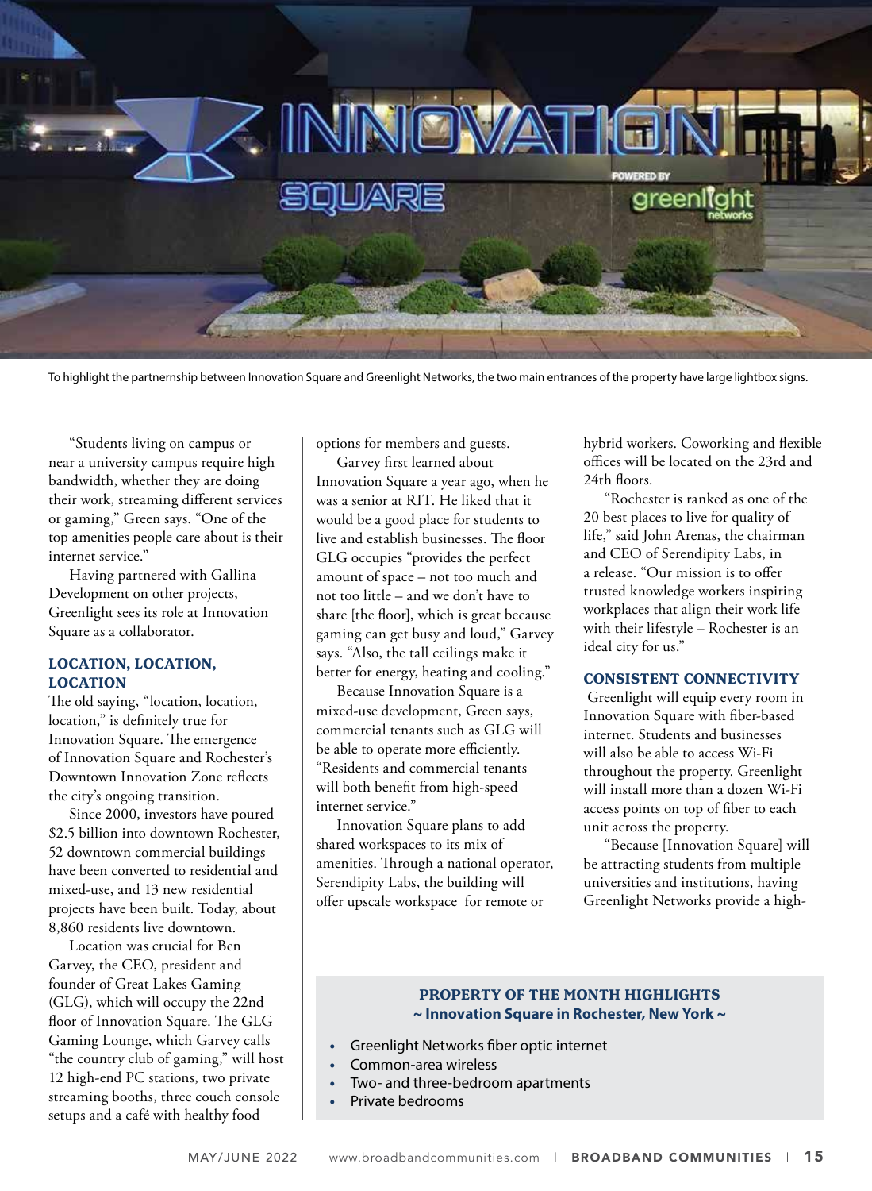To highlight the partnernship between Innovation Square and Greenlight Networks, the two main entrances of the property have large lightbox signs.

"Students living on campus or near a university campus require high bandwidth, whether they are doing their work, streaming different services or gaming," Green says. "One of the top amenities people care about is their internet service."

Having partnered with Gallina Development on other projects, Greenlight sees its role at Innovation Square as a collaborator.

### LOCATION, LOCATION, LOCATION

The old saying, "location, location, location," is definitely true for Innovation Square. The emergence of Innovation Square and Rochester's Downtown Innovation Zone reflects the city's ongoing transition.

Since 2000, investors have poured $2.5 billion into downtown Rochester, 52 downtown commercial buildings have been converted to residential and mixed-use, and 13 new residential projects have been built. Today, about 8,860 residents live downtown.

Location was crucial for Ben Garvey, the CEO, president and founder of Great Lakes Gaming (GLG), which will occupy the 22nd floor of Innovation Square. The GLG Gaming Lounge, which Garvey calls "the country club of gaming," will host 12 high-end PC stations, two private streaming booths, three couch console setups and a café with healthy food options for members and guests.

Garvey first learned about Innovation Square a year ago, when he was a senior at RIT. He liked that it would be a good place for students to live and establish businesses. The floor GLG occupies "provides the perfect amount of space – not too much and not too little – and we don't have to share [the floor], which is great because gaming can get busy and loud," Garvey says. "Also, the tall ceilings make it better for energy, heating and cooling."

Because Innovation Square is a mixed-use development, Green says, commercial tenants such as GLG will be able to operate more efficiently. "Residents and commercial tenants will both benefit from high-speed internet service."

Innovation Square plans to add shared workspaces to its mix of amenities. Through a national operator, Serendipity Labs, the building will offer upscale workspace for remote or hybrid workers. Coworking and flexible offices will be located on the 23rd and 24th floors.

"Rochester is ranked as one of the 20 best places to live for quality of life," said John Arenas, the chairman and CEO of Serendipity Labs, in a release. "Our mission is to offer trusted knowledge workers inspiring workplaces that align their work life with their lifestyle – Rochester is an ideal city for us."

### CONSISTENT CONNECTIVITY

Greenlight will equip every room in Innovation Square with fiber-based internet. Students and businesses will also be able to access Wi-Fi throughout the property. Greenlight will install more than a dozen Wi-Fi access points on top of fiber to each unit across the property.

"Because [Innovation Square] will be attracting students from multiple universities and institutions, having Greenlight Networks provide a high-

**PROPERTY OF THE MONTH HIGHLIGHTS**
**~ Innovation Square in Rochester, New York ~**

- Greenlight Networks fiber optic internet
- Common-area wireless
- Two- and three-bedroom apartments
- Private bedrooms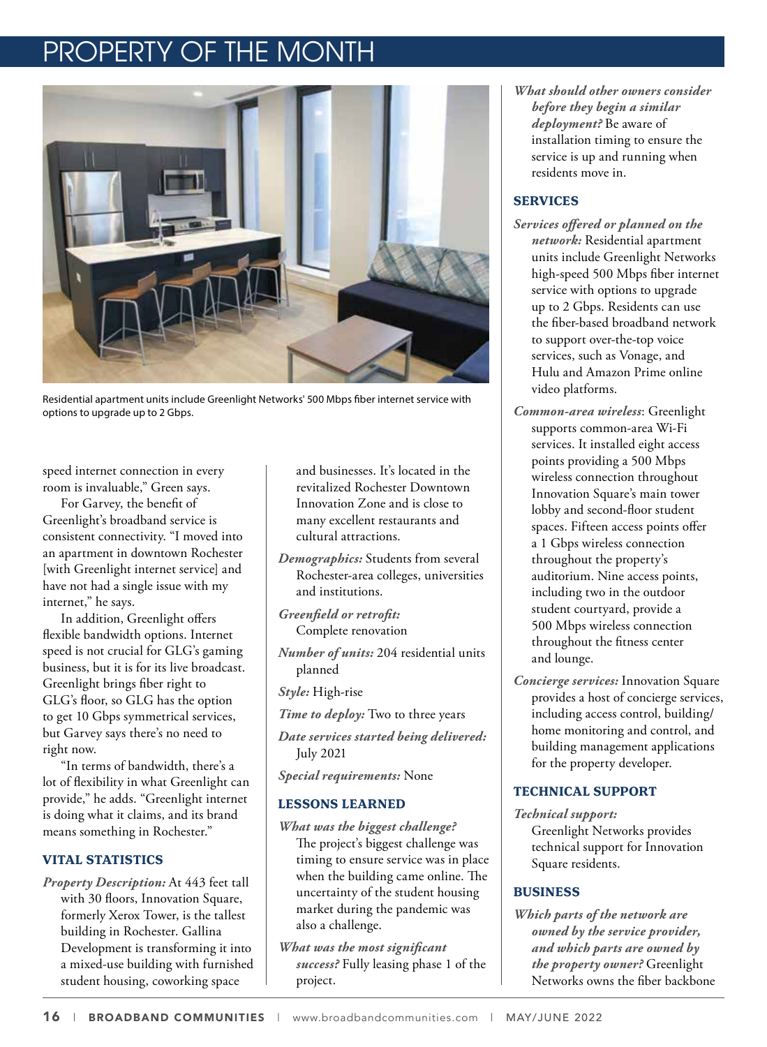# PROPERTY OF THE MONTH

Residential apartment units include Greenlight Networks' 500 Mbps fiber internet service with options to upgrade up to 2 Gbps.

speed internet connection in every room is invaluable," Green says.

For Garvey, the benefit of Greenlight's broadband service is consistent connectivity. "I moved into an apartment in downtown Rochester [with Greenlight internet service] and have not had a single issue with my internet," he says.

In addition, Greenlight offers flexible bandwidth options. Internet speed is not crucial for GLG's gaming business, but it is for its live broadcast. Greenlight brings fiber right to GLG's floor, so GLG has the option to get 10 Gbps symmetrical services, but Garvey says there's no need to right now.

"In terms of bandwidth, there's a lot of flexibility in what Greenlight can provide," he adds. "Greenlight internet is doing what it claims, and its brand means something in Rochester."

## VITAL STATISTICS

*Property Description:* At 443 feet tall with 30 floors, Innovation Square, formerly Xerox Tower, is the tallest building in Rochester. Gallina Development is transforming it into a mixed-use building with furnished student housing, coworking space and businesses. It's located in the revitalized Rochester Downtown Innovation Zone and is close to many excellent restaurants and cultural attractions.

*Demographics:* Students from several Rochester-area colleges, universities and institutions.

*Greenfield or retrofit:* Complete renovation

*Number of units:* 204 residential units planned

*Style:* High-rise

*Time to deploy:* Two to three years

*Date services started being delivered:* July 2021

*Special requirements:* None

## LESSONS LEARNED

*What was the biggest challenge?* The project's biggest challenge was timing to ensure service was in place when the building came online. The uncertainty of the student housing market during the pandemic was also a challenge.

*What was the most significant success?* Fully leasing phase 1 of the project.

*What should other owners consider before they begin a similar deployment?* Be aware of installation timing to ensure the service is up and running when residents move in.

## SERVICES

*Services offered or planned on the network:* Residential apartment units include Greenlight Networks high-speed 500 Mbps fiber internet service with options to upgrade up to 2 Gbps. Residents can use the fiber-based broadband network to support over-the-top voice services, such as Vonage, and Hulu and Amazon Prime online video platforms.

*Common-area wireless*: Greenlight supports common-area Wi-Fi services. It installed eight access points providing a 500 Mbps wireless connection throughout Innovation Square's main tower lobby and second-floor student spaces. Fifteen access points offer a 1 Gbps wireless connection throughout the property's auditorium. Nine access points, including two in the outdoor student courtyard, provide a 500 Mbps wireless connection throughout the fitness center and lounge.

*Concierge services:* Innovation Square provides a host of concierge services, including access control, building/home monitoring and control, and building management applications for the property developer.

## TECHNICAL SUPPORT

*Technical support:* Greenlight Networks provides technical support for Innovation Square residents.

## BUSINESS

*Which parts of the network are owned by the service provider, and which parts are owned by the property owner?* Greenlight Networks owns the fiber backbone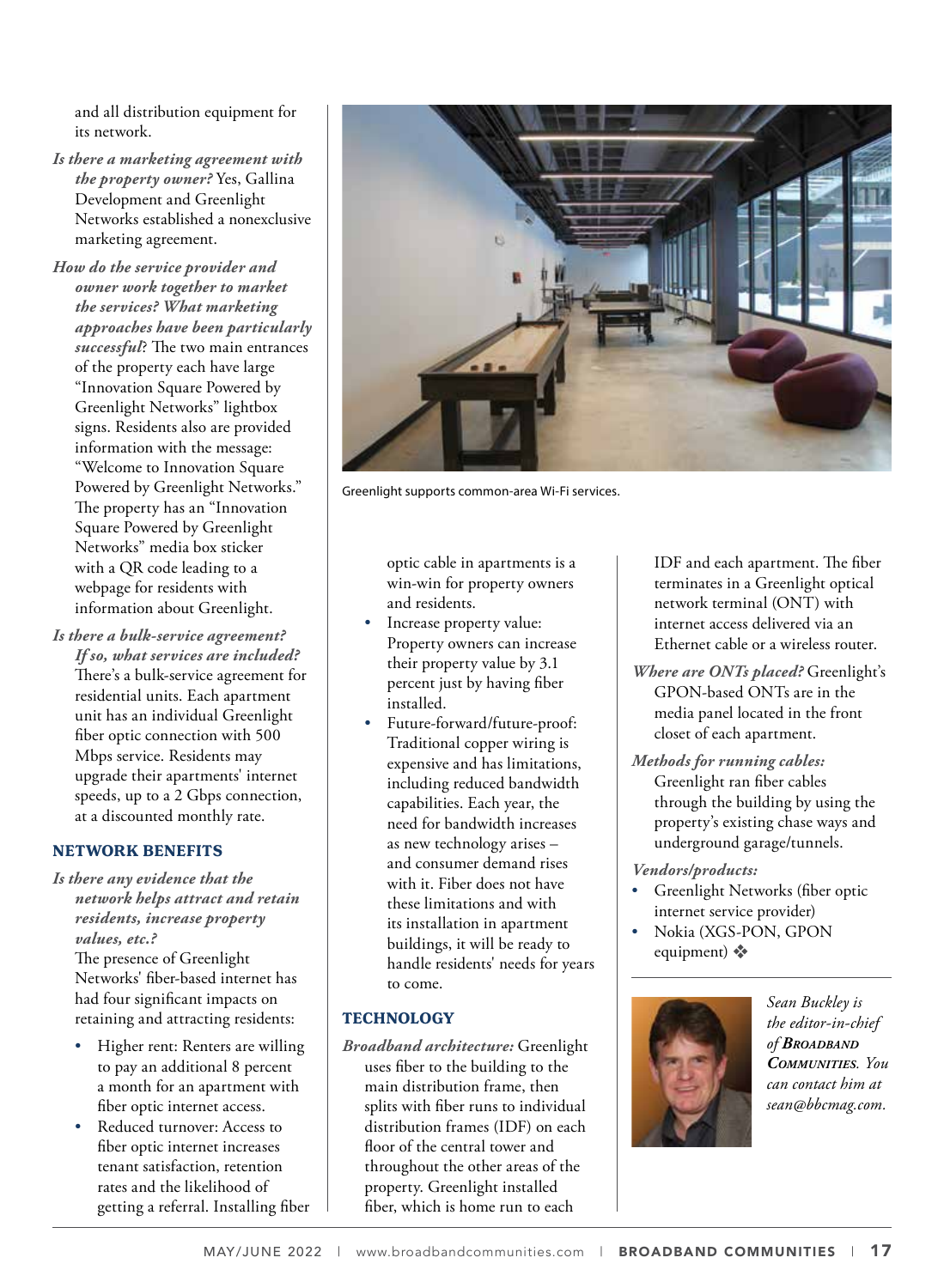and all distribution equipment for its network.

***Is there a marketing agreement with the property owner?*** Yes, Gallina Development and Greenlight Networks established a nonexclusive marketing agreement.

***How do the service provider and owner work together to market the services? What marketing approaches have been particularly successful?*** The two main entrances of the property each have large "Innovation Square Powered by Greenlight Networks" lightbox signs. Residents also are provided information with the message: "Welcome to Innovation Square Powered by Greenlight Networks." The property has an "Innovation Square Powered by Greenlight Networks" media box sticker with a QR code leading to a webpage for residents with information about Greenlight.

***Is there a bulk-service agreement? If so, what services are included?*** There's a bulk-service agreement for residential units. Each apartment unit has an individual Greenlight fiber optic connection with 500 Mbps service. Residents may upgrade their apartments' internet speeds, up to a 2 Gbps connection, at a discounted monthly rate.

## NETWORK BENEFITS

***Is there any evidence that the network helps attract and retain residents, increase property values, etc.?***

The presence of Greenlight Networks' fiber-based internet has had four significant impacts on retaining and attracting residents:

- Higher rent: Renters are willing to pay an additional 8 percent a month for an apartment with fiber optic internet access.
- Reduced turnover: Access to fiber optic internet increases tenant satisfaction, retention rates and the likelihood of getting a referral. Installing fiber optic cable in apartments is a win-win for property owners and residents.
- Increase property value: Property owners can increase their property value by 3.1 percent just by having fiber installed.
- Future-forward/future-proof: Traditional copper wiring is expensive and has limitations, including reduced bandwidth capabilities. Each year, the need for bandwidth increases as new technology arises – and consumer demand rises with it. Fiber does not have these limitations and with its installation in apartment buildings, it will be ready to handle residents' needs for years to come.

Greenlight supports common-area Wi-Fi services.

## TECHNOLOGY

***Broadband architecture:*** Greenlight uses fiber to the building to the main distribution frame, then splits with fiber runs to individual distribution frames (IDF) on each floor of the central tower and throughout the other areas of the property. Greenlight installed fiber, which is home run to each IDF and each apartment. The fiber terminates in a Greenlight optical network terminal (ONT) with internet access delivered via an Ethernet cable or a wireless router.

***Where are ONTs placed?*** Greenlight's GPON-based ONTs are in the media panel located in the front closet of each apartment.

***Methods for running cables:*** Greenlight ran fiber cables through the building by using the property's existing chase ways and underground garage/tunnels.

***Vendors/products:***

- Greenlight Networks (fiber optic internet service provider)
- Nokia (XGS-PON, GPON equipment) ❖

*Sean Buckley is the editor-in-chief of* ***Broadband Communities****. You can contact him at sean@bbcmag.com.*